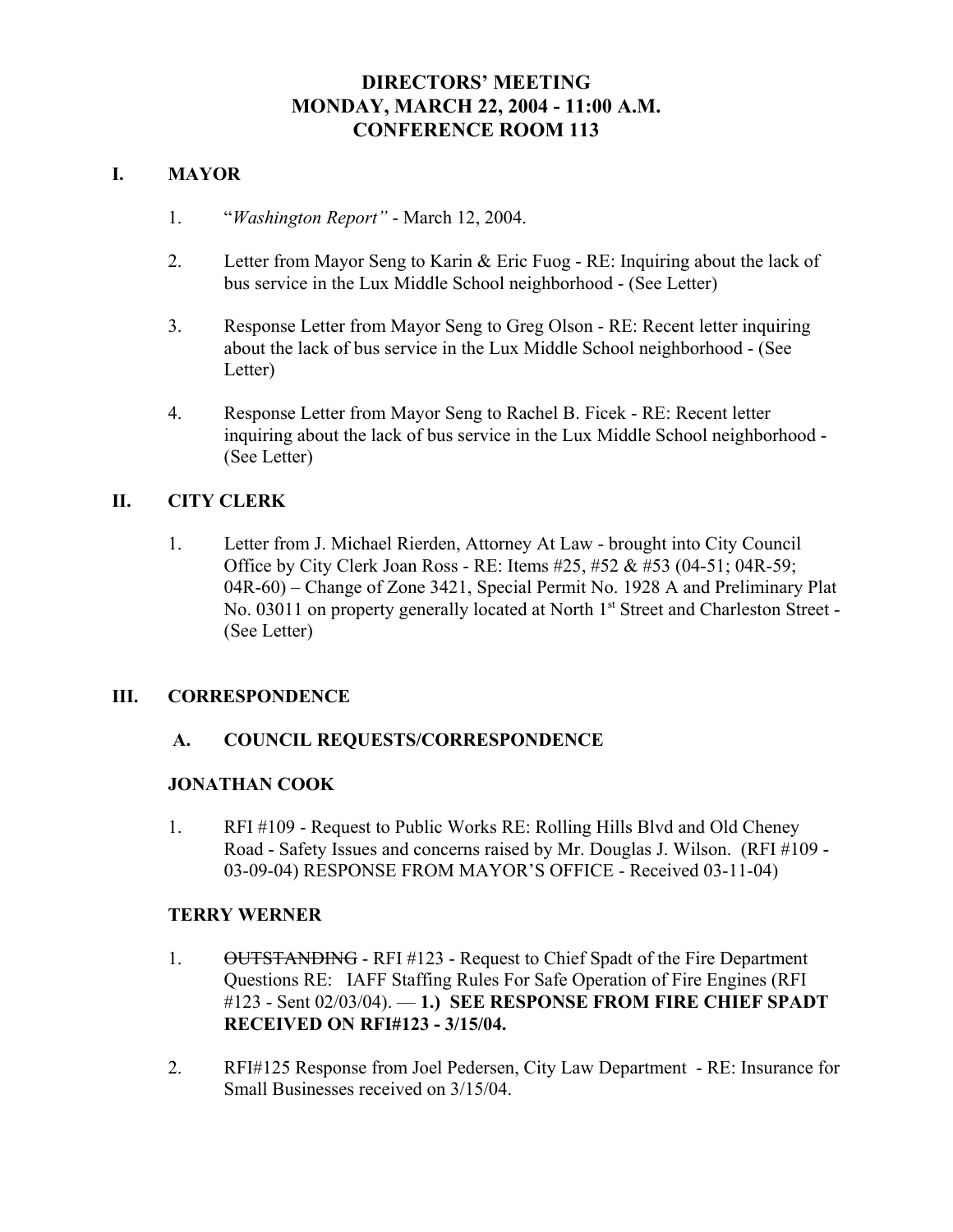# DIRECTORS' MEETING
# MONDAY, MARCH 22, 2004 - 11:00 A.M.
# CONFERENCE ROOM 113

## I. MAYOR

1. "*Washington Report"* - March 12, 2004.

2. Letter from Mayor Seng to Karin & Eric Fuog - RE: Inquiring about the lack of bus service in the Lux Middle School neighborhood - (See Letter)

3. Response Letter from Mayor Seng to Greg Olson - RE: Recent letter inquiring about the lack of bus service in the Lux Middle School neighborhood - (See Letter)

4. Response Letter from Mayor Seng to Rachel B. Ficek - RE: Recent letter inquiring about the lack of bus service in the Lux Middle School neighborhood - (See Letter)

## II. CITY CLERK

1. Letter from J. Michael Rierden, Attorney At Law - brought into City Council Office by City Clerk Joan Ross - RE: Items #25, #52 & #53 (04-51; 04R-59; 04R-60) – Change of Zone 3421, Special Permit No. 1928 A and Preliminary Plat No. 03011 on property generally located at North 1st Street and Charleston Street - (See Letter)

## III. CORRESPONDENCE

### A. COUNCIL REQUESTS/CORRESPONDENCE

**JONATHAN COOK**

1. RFI #109 - Request to Public Works RE: Rolling Hills Blvd and Old Cheney Road - Safety Issues and concerns raised by Mr. Douglas J. Wilson. (RFI #109 - 03-09-04) RESPONSE FROM MAYOR'S OFFICE - Received 03-11-04)

**TERRY WERNER**

1. ~~OUTSTANDING~~ - RFI #123 - Request to Chief Spadt of the Fire Department Questions RE: IAFF Staffing Rules For Safe Operation of Fire Engines (RFI #123 - Sent 02/03/04). — **1.) SEE RESPONSE FROM FIRE CHIEF SPADT RECEIVED ON RFI#123 - 3/15/04.**

2. RFI#125 Response from Joel Pedersen, City Law Department - RE: Insurance for Small Businesses received on 3/15/04.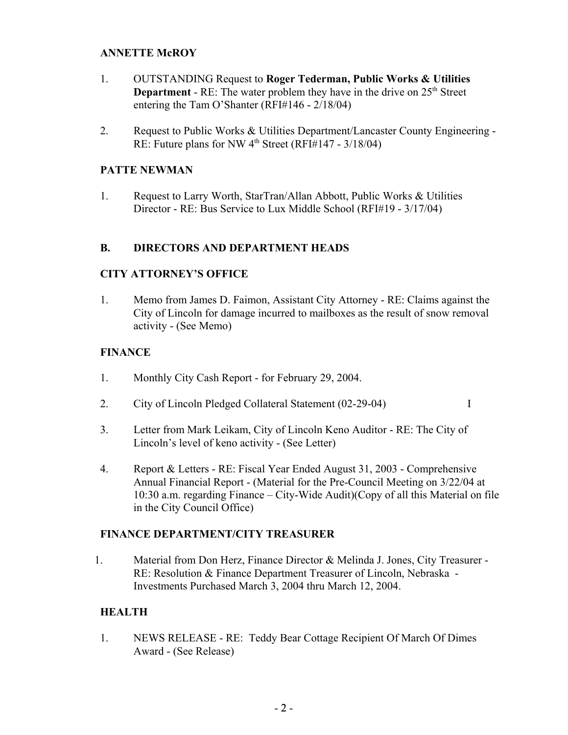**ANNETTE McROY**

1. OUTSTANDING Request to **Roger Tederman, Public Works & Utilities Department** - RE: The water problem they have in the drive on 25th Street entering the Tam O'Shanter (RFI#146 - 2/18/04)

2. Request to Public Works & Utilities Department/Lancaster County Engineering - RE: Future plans for NW 4th Street (RFI#147 - 3/18/04)

**PATTE NEWMAN**

1. Request to Larry Worth, StarTran/Allan Abbott, Public Works & Utilities Director - RE: Bus Service to Lux Middle School (RFI#19 - 3/17/04)

**B. DIRECTORS AND DEPARTMENT HEADS**

**CITY ATTORNEY'S OFFICE**

1. Memo from James D. Faimon, Assistant City Attorney - RE: Claims against the City of Lincoln for damage incurred to mailboxes as the result of snow removal activity - (See Memo)

**FINANCE**

1. Monthly City Cash Report - for February 29, 2004.

2. City of Lincoln Pledged Collateral Statement (02-29-04) I

3. Letter from Mark Leikam, City of Lincoln Keno Auditor - RE: The City of Lincoln's level of keno activity - (See Letter)

4. Report & Letters - RE: Fiscal Year Ended August 31, 2003 - Comprehensive Annual Financial Report - (Material for the Pre-Council Meeting on 3/22/04 at 10:30 a.m. regarding Finance – City-Wide Audit)(Copy of all this Material on file in the City Council Office)

**FINANCE DEPARTMENT/CITY TREASURER**

1. Material from Don Herz, Finance Director & Melinda J. Jones, City Treasurer - RE: Resolution & Finance Department Treasurer of Lincoln, Nebraska - Investments Purchased March 3, 2004 thru March 12, 2004.

**HEALTH**

1. NEWS RELEASE - RE: Teddy Bear Cottage Recipient Of March Of Dimes Award - (See Release)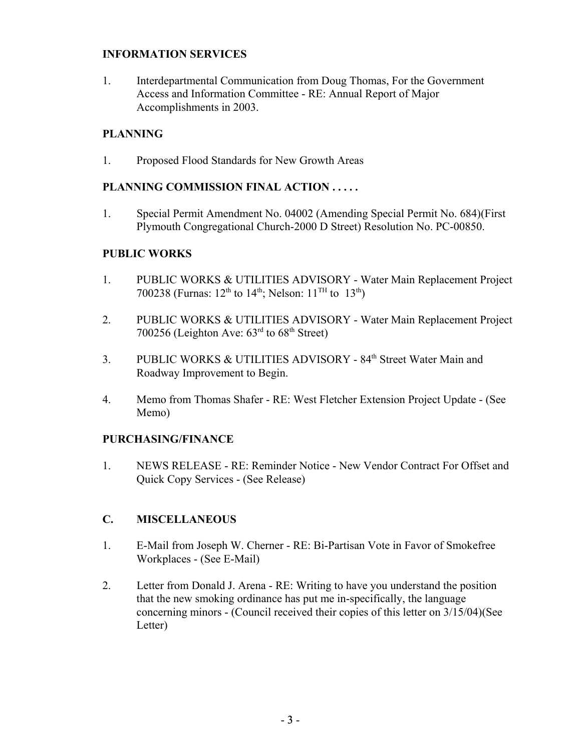**INFORMATION SERVICES**

1. Interdepartmental Communication from Doug Thomas, For the Government Access and Information Committee - RE: Annual Report of Major Accomplishments in 2003.

**PLANNING**

1. Proposed Flood Standards for New Growth Areas

**PLANNING COMMISSION FINAL ACTION . . . . .**

1. Special Permit Amendment No. 04002 (Amending Special Permit No. 684)(First Plymouth Congregational Church-2000 D Street) Resolution No. PC-00850.

**PUBLIC WORKS**

1. PUBLIC WORKS & UTILITIES ADVISORY - Water Main Replacement Project 700238 (Furnas: 12th to 14th; Nelson: 11TH to 13th)

2. PUBLIC WORKS & UTILITIES ADVISORY - Water Main Replacement Project 700256 (Leighton Ave: 63rd to 68th Street)

3. PUBLIC WORKS & UTILITIES ADVISORY - 84th Street Water Main and Roadway Improvement to Begin.

4. Memo from Thomas Shafer - RE: West Fletcher Extension Project Update - (See Memo)

**PURCHASING/FINANCE**

1. NEWS RELEASE - RE: Reminder Notice - New Vendor Contract For Offset and Quick Copy Services - (See Release)

**C. MISCELLANEOUS**

1. E-Mail from Joseph W. Cherner - RE: Bi-Partisan Vote in Favor of Smokefree Workplaces - (See E-Mail)

2. Letter from Donald J. Arena - RE: Writing to have you understand the position that the new smoking ordinance has put me in-specifically, the language concerning minors - (Council received their copies of this letter on 3/15/04)(See Letter)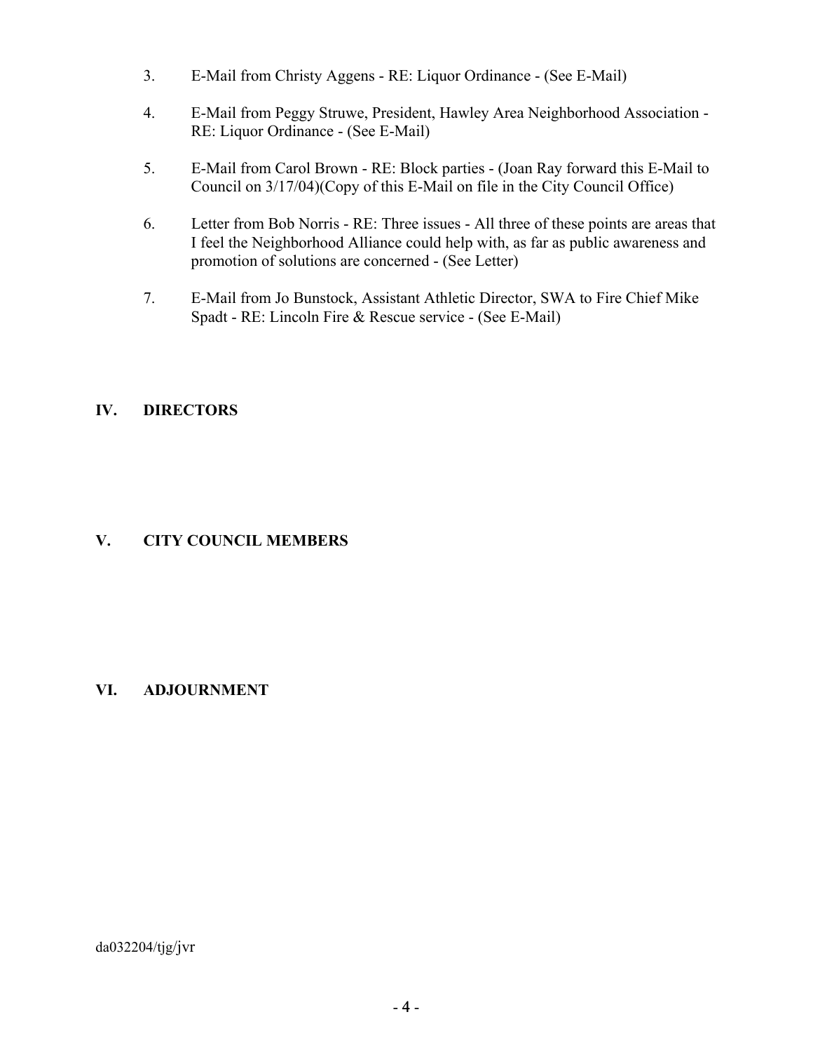3. E-Mail from Christy Aggens - RE: Liquor Ordinance - (See E-Mail)

4. E-Mail from Peggy Struwe, President, Hawley Area Neighborhood Association - RE: Liquor Ordinance - (See E-Mail)

5. E-Mail from Carol Brown - RE: Block parties - (Joan Ray forward this E-Mail to Council on 3/17/04)(Copy of this E-Mail on file in the City Council Office)

6. Letter from Bob Norris - RE: Three issues - All three of these points are areas that I feel the Neighborhood Alliance could help with, as far as public awareness and promotion of solutions are concerned - (See Letter)

7. E-Mail from Jo Bunstock, Assistant Athletic Director, SWA to Fire Chief Mike Spadt - RE: Lincoln Fire & Rescue service - (See E-Mail)

## IV. DIRECTORS

## V. CITY COUNCIL MEMBERS

## VI. ADJOURNMENT

da032204/tjg/jvr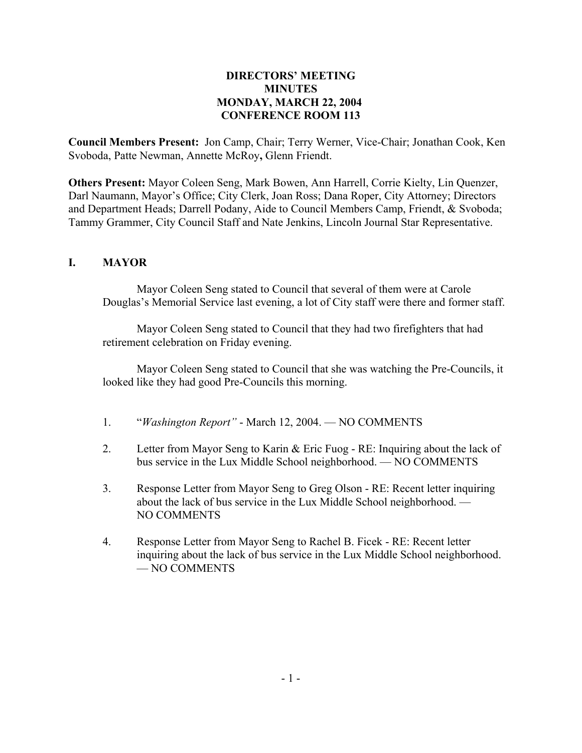# DIRECTORS' MEETING
# MINUTES
# MONDAY, MARCH 22, 2004
# CONFERENCE ROOM 113

**Council Members Present:** Jon Camp, Chair; Terry Werner, Vice-Chair; Jonathan Cook, Ken Svoboda, Patte Newman, Annette McRoy**,** Glenn Friendt.

**Others Present:** Mayor Coleen Seng, Mark Bowen, Ann Harrell, Corrie Kielty, Lin Quenzer, Darl Naumann, Mayor's Office; City Clerk, Joan Ross; Dana Roper, City Attorney; Directors and Department Heads; Darrell Podany, Aide to Council Members Camp, Friendt, & Svoboda; Tammy Grammer, City Council Staff and Nate Jenkins, Lincoln Journal Star Representative.

## I. MAYOR

Mayor Coleen Seng stated to Council that several of them were at Carole Douglas's Memorial Service last evening, a lot of City staff were there and former staff.

Mayor Coleen Seng stated to Council that they had two firefighters that had retirement celebration on Friday evening.

Mayor Coleen Seng stated to Council that she was watching the Pre-Councils, it looked like they had good Pre-Councils this morning.

1. "*Washington Report"* - March 12, 2004. — NO COMMENTS

2. Letter from Mayor Seng to Karin & Eric Fuog - RE: Inquiring about the lack of bus service in the Lux Middle School neighborhood. — NO COMMENTS

3. Response Letter from Mayor Seng to Greg Olson - RE: Recent letter inquiring about the lack of bus service in the Lux Middle School neighborhood. — NO COMMENTS

4. Response Letter from Mayor Seng to Rachel B. Ficek - RE: Recent letter inquiring about the lack of bus service in the Lux Middle School neighborhood. — NO COMMENTS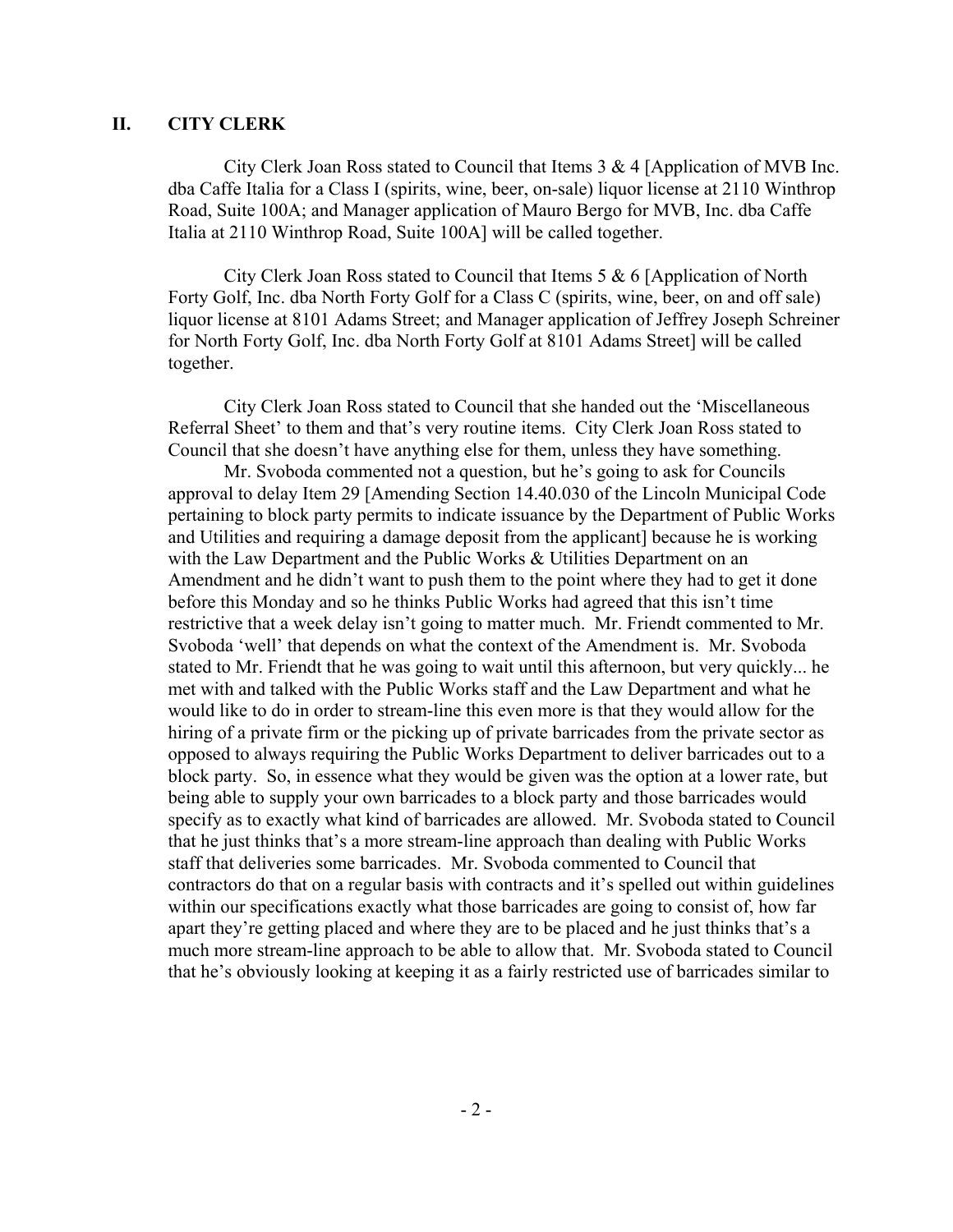## II. CITY CLERK

City Clerk Joan Ross stated to Council that Items 3 & 4 [Application of MVB Inc. dba Caffe Italia for a Class I (spirits, wine, beer, on-sale) liquor license at 2110 Winthrop Road, Suite 100A; and Manager application of Mauro Bergo for MVB, Inc. dba Caffe Italia at 2110 Winthrop Road, Suite 100A] will be called together.

City Clerk Joan Ross stated to Council that Items 5 & 6 [Application of North Forty Golf, Inc. dba North Forty Golf for a Class C (spirits, wine, beer, on and off sale) liquor license at 8101 Adams Street; and Manager application of Jeffrey Joseph Schreiner for North Forty Golf, Inc. dba North Forty Golf at 8101 Adams Street] will be called together.

City Clerk Joan Ross stated to Council that she handed out the 'Miscellaneous Referral Sheet' to them and that's very routine items. City Clerk Joan Ross stated to Council that she doesn't have anything else for them, unless they have something.

Mr. Svoboda commented not a question, but he's going to ask for Councils approval to delay Item 29 [Amending Section 14.40.030 of the Lincoln Municipal Code pertaining to block party permits to indicate issuance by the Department of Public Works and Utilities and requiring a damage deposit from the applicant] because he is working with the Law Department and the Public Works & Utilities Department on an Amendment and he didn't want to push them to the point where they had to get it done before this Monday and so he thinks Public Works had agreed that this isn't time restrictive that a week delay isn't going to matter much. Mr. Friendt commented to Mr. Svoboda 'well' that depends on what the context of the Amendment is. Mr. Svoboda stated to Mr. Friendt that he was going to wait until this afternoon, but very quickly... he met with and talked with the Public Works staff and the Law Department and what he would like to do in order to stream-line this even more is that they would allow for the hiring of a private firm or the picking up of private barricades from the private sector as opposed to always requiring the Public Works Department to deliver barricades out to a block party. So, in essence what they would be given was the option at a lower rate, but being able to supply your own barricades to a block party and those barricades would specify as to exactly what kind of barricades are allowed. Mr. Svoboda stated to Council that he just thinks that's a more stream-line approach than dealing with Public Works staff that deliveries some barricades. Mr. Svoboda commented to Council that contractors do that on a regular basis with contracts and it's spelled out within guidelines within our specifications exactly what those barricades are going to consist of, how far apart they're getting placed and where they are to be placed and he just thinks that's a much more stream-line approach to be able to allow that. Mr. Svoboda stated to Council that he's obviously looking at keeping it as a fairly restricted use of barricades similar to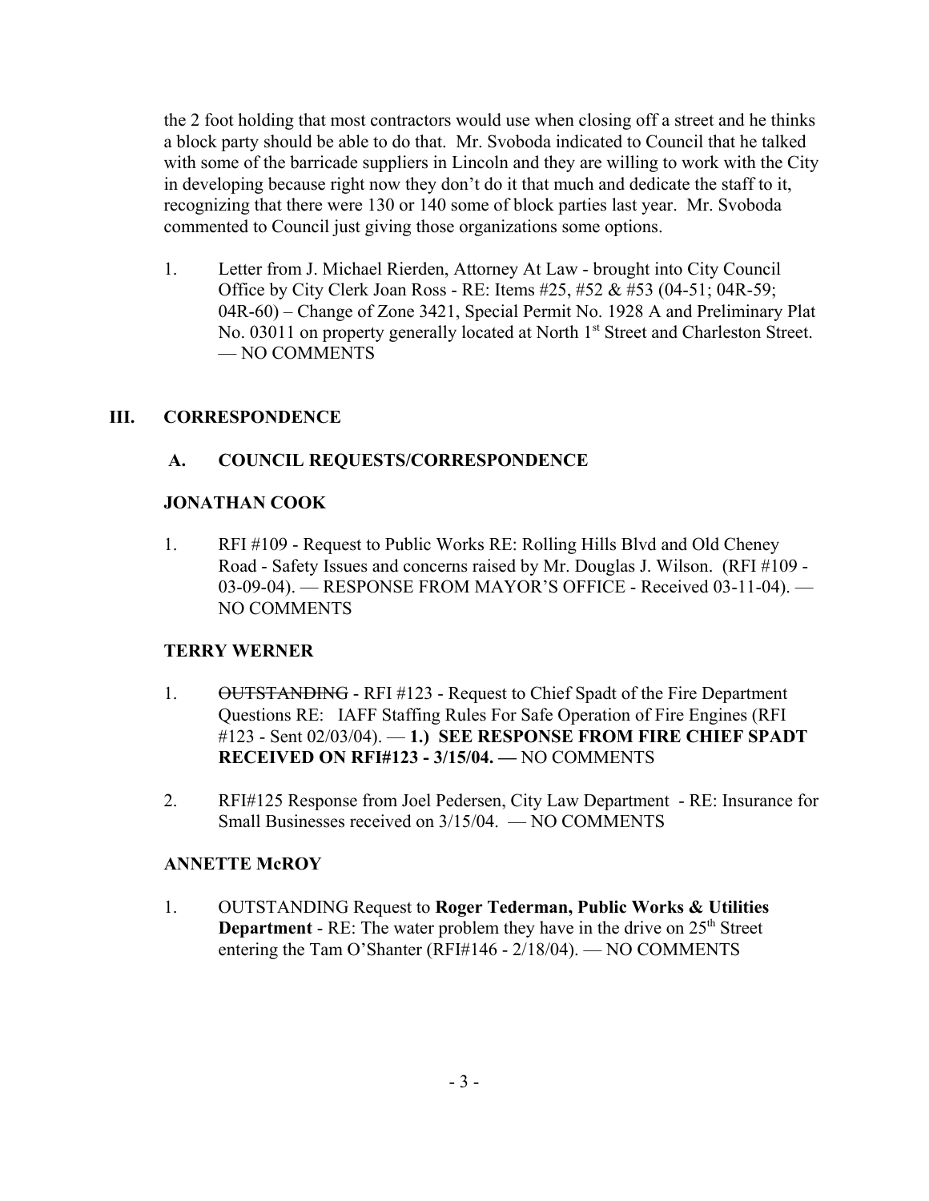the 2 foot holding that most contractors would use when closing off a street and he thinks a block party should be able to do that. Mr. Svoboda indicated to Council that he talked with some of the barricade suppliers in Lincoln and they are willing to work with the City in developing because right now they don't do it that much and dedicate the staff to it, recognizing that there were 130 or 140 some of block parties last year. Mr. Svoboda commented to Council just giving those organizations some options.

1. Letter from J. Michael Rierden, Attorney At Law - brought into City Council Office by City Clerk Joan Ross - RE: Items #25, #52 & #53 (04-51; 04R-59; 04R-60) – Change of Zone 3421, Special Permit No. 1928 A and Preliminary Plat No. 03011 on property generally located at North 1st Street and Charleston Street. — NO COMMENTS

## III. CORRESPONDENCE

### A. COUNCIL REQUESTS/CORRESPONDENCE

**JONATHAN COOK**

1. RFI #109 - Request to Public Works RE: Rolling Hills Blvd and Old Cheney Road - Safety Issues and concerns raised by Mr. Douglas J. Wilson. (RFI #109 - 03-09-04). — RESPONSE FROM MAYOR'S OFFICE - Received 03-11-04). — NO COMMENTS

**TERRY WERNER**

1. ~~OUTSTANDING~~ - RFI #123 - Request to Chief Spadt of the Fire Department Questions RE: IAFF Staffing Rules For Safe Operation of Fire Engines (RFI #123 - Sent 02/03/04). — **1.) SEE RESPONSE FROM FIRE CHIEF SPADT RECEIVED ON RFI#123 - 3/15/04. —** NO COMMENTS

2. RFI#125 Response from Joel Pedersen, City Law Department - RE: Insurance for Small Businesses received on 3/15/04. — NO COMMENTS

**ANNETTE McROY**

1. OUTSTANDING Request to **Roger Tederman, Public Works & Utilities Department** - RE: The water problem they have in the drive on 25th Street entering the Tam O'Shanter (RFI#146 - 2/18/04). — NO COMMENTS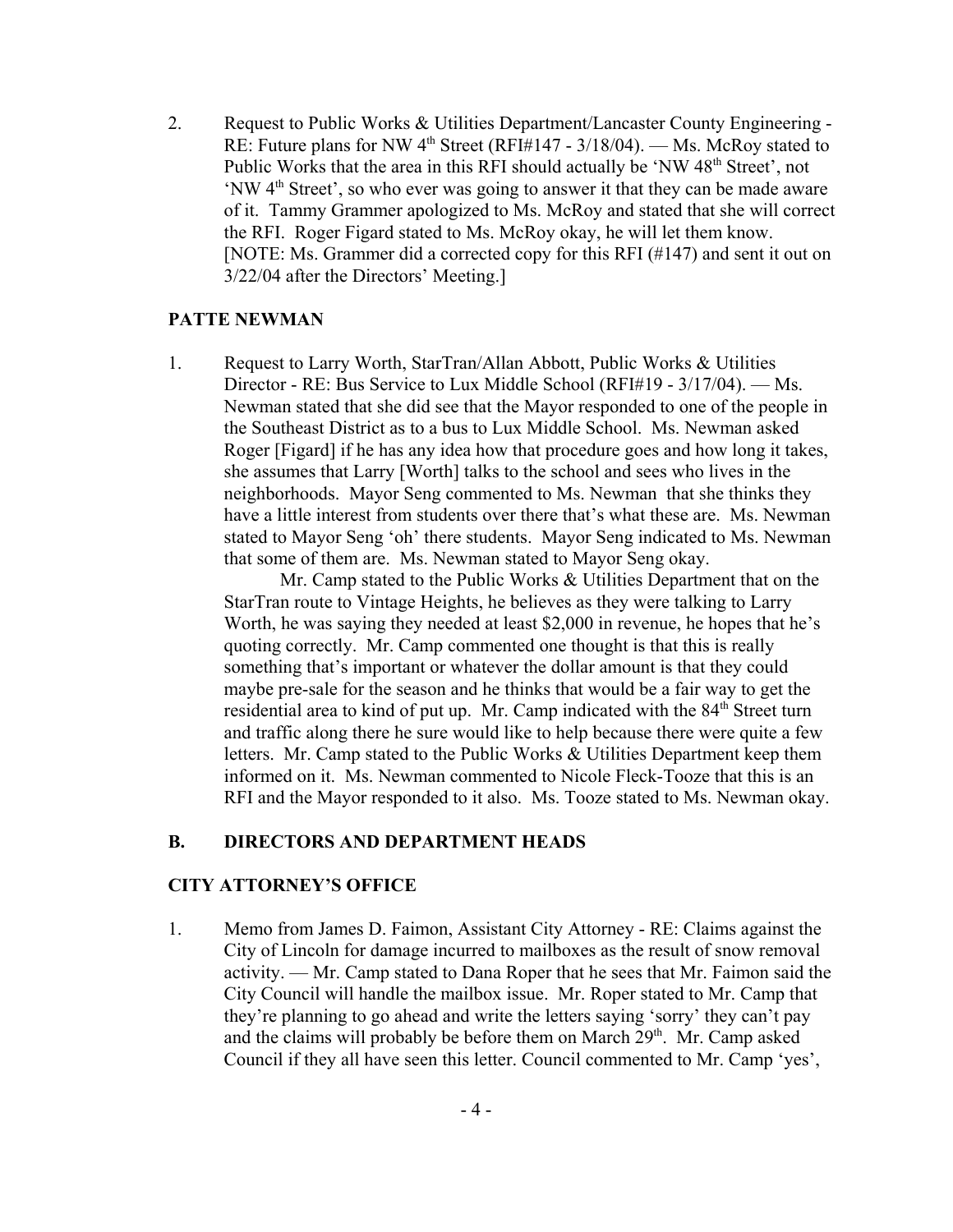2. Request to Public Works & Utilities Department/Lancaster County Engineering - RE: Future plans for NW 4th Street (RFI#147 - 3/18/04). — Ms. McRoy stated to Public Works that the area in this RFI should actually be 'NW 48th Street', not 'NW 4th Street', so who ever was going to answer it that they can be made aware of it. Tammy Grammer apologized to Ms. McRoy and stated that she will correct the RFI. Roger Figard stated to Ms. McRoy okay, he will let them know. [NOTE: Ms. Grammer did a corrected copy for this RFI (#147) and sent it out on 3/22/04 after the Directors' Meeting.]

**PATTE NEWMAN**

1. Request to Larry Worth, StarTran/Allan Abbott, Public Works & Utilities Director - RE: Bus Service to Lux Middle School (RFI#19 - 3/17/04). — Ms. Newman stated that she did see that the Mayor responded to one of the people in the Southeast District as to a bus to Lux Middle School. Ms. Newman asked Roger [Figard] if he has any idea how that procedure goes and how long it takes, she assumes that Larry [Worth] talks to the school and sees who lives in the neighborhoods. Mayor Seng commented to Ms. Newman that she thinks they have a little interest from students over there that's what these are. Ms. Newman stated to Mayor Seng 'oh' there students. Mayor Seng indicated to Ms. Newman that some of them are. Ms. Newman stated to Mayor Seng okay.

   Mr. Camp stated to the Public Works & Utilities Department that on the StarTran route to Vintage Heights, he believes as they were talking to Larry Worth, he was saying they needed at least $2,000 in revenue, he hopes that he's quoting correctly. Mr. Camp commented one thought is that this is really something that's important or whatever the dollar amount is that they could maybe pre-sale for the season and he thinks that would be a fair way to get the residential area to kind of put up. Mr. Camp indicated with the 84th Street turn and traffic along there he sure would like to help because there were quite a few letters. Mr. Camp stated to the Public Works & Utilities Department keep them informed on it. Ms. Newman commented to Nicole Fleck-Tooze that this is an RFI and the Mayor responded to it also. Ms. Tooze stated to Ms. Newman okay.

## B. DIRECTORS AND DEPARTMENT HEADS

**CITY ATTORNEY'S OFFICE**

1. Memo from James D. Faimon, Assistant City Attorney - RE: Claims against the City of Lincoln for damage incurred to mailboxes as the result of snow removal activity. — Mr. Camp stated to Dana Roper that he sees that Mr. Faimon said the City Council will handle the mailbox issue. Mr. Roper stated to Mr. Camp that they're planning to go ahead and write the letters saying 'sorry' they can't pay and the claims will probably be before them on March 29th. Mr. Camp asked Council if they all have seen this letter. Council commented to Mr. Camp 'yes',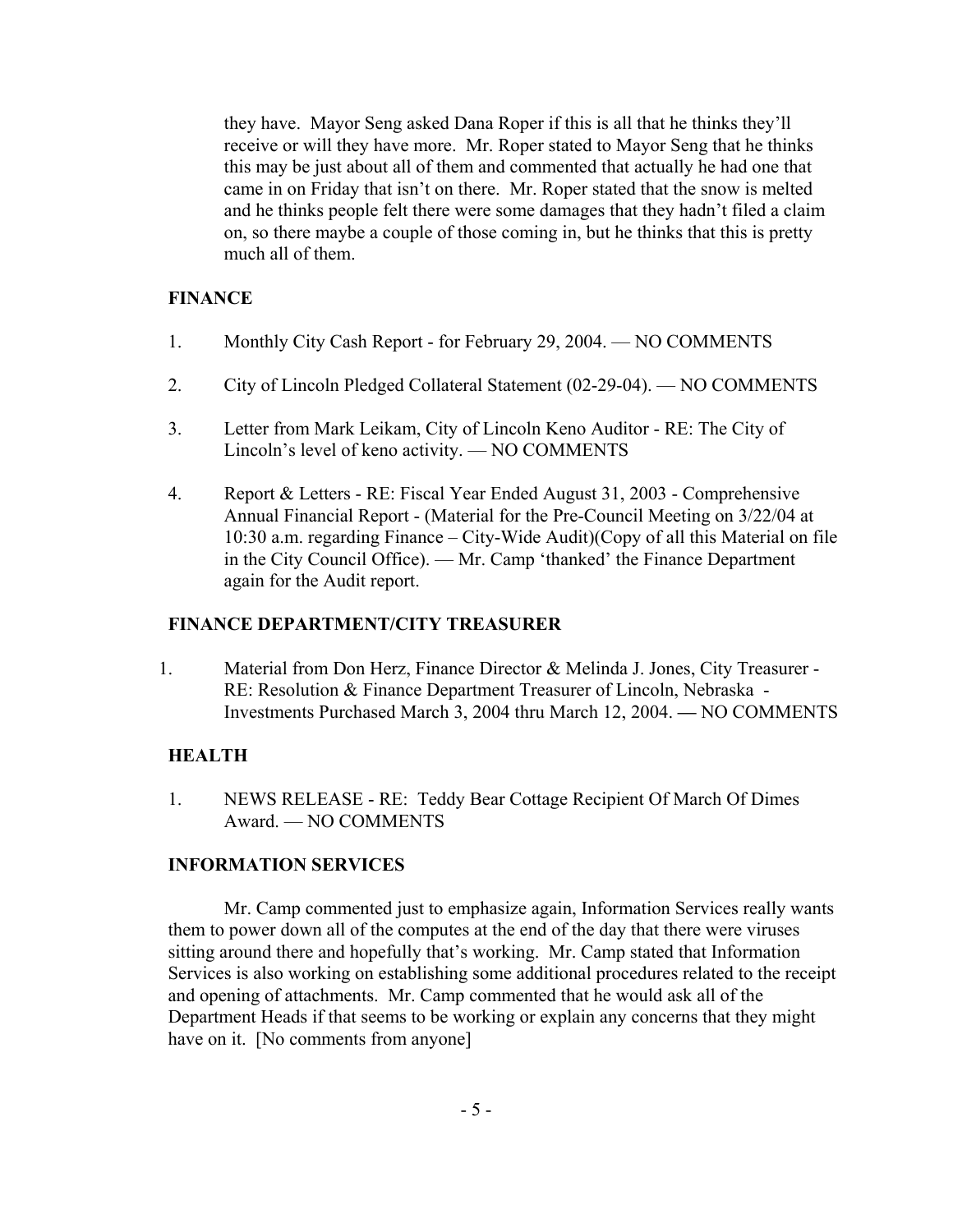they have. Mayor Seng asked Dana Roper if this is all that he thinks they'll receive or will they have more. Mr. Roper stated to Mayor Seng that he thinks this may be just about all of them and commented that actually he had one that came in on Friday that isn't on there. Mr. Roper stated that the snow is melted and he thinks people felt there were some damages that they hadn't filed a claim on, so there maybe a couple of those coming in, but he thinks that this is pretty much all of them.

**FINANCE**

1. Monthly City Cash Report - for February 29, 2004. — NO COMMENTS

2. City of Lincoln Pledged Collateral Statement (02-29-04). — NO COMMENTS

3. Letter from Mark Leikam, City of Lincoln Keno Auditor - RE: The City of Lincoln's level of keno activity. — NO COMMENTS

4. Report & Letters - RE: Fiscal Year Ended August 31, 2003 - Comprehensive Annual Financial Report - (Material for the Pre-Council Meeting on 3/22/04 at 10:30 a.m. regarding Finance – City-Wide Audit)(Copy of all this Material on file in the City Council Office). — Mr. Camp 'thanked' the Finance Department again for the Audit report.

**FINANCE DEPARTMENT/CITY TREASURER**

1. Material from Don Herz, Finance Director & Melinda J. Jones, City Treasurer - RE: Resolution & Finance Department Treasurer of Lincoln, Nebraska - Investments Purchased March 3, 2004 thru March 12, 2004. — NO COMMENTS

**HEALTH**

1. NEWS RELEASE - RE: Teddy Bear Cottage Recipient Of March Of Dimes Award. — NO COMMENTS

**INFORMATION SERVICES**

Mr. Camp commented just to emphasize again, Information Services really wants them to power down all of the computes at the end of the day that there were viruses sitting around there and hopefully that's working. Mr. Camp stated that Information Services is also working on establishing some additional procedures related to the receipt and opening of attachments. Mr. Camp commented that he would ask all of the Department Heads if that seems to be working or explain any concerns that they might have on it. [No comments from anyone]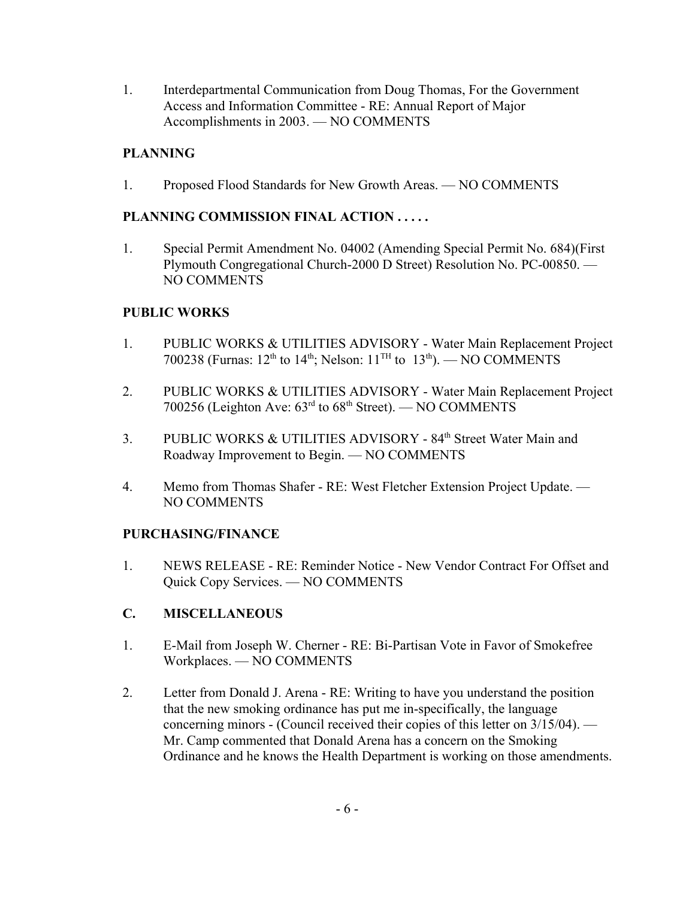1. Interdepartmental Communication from Doug Thomas, For the Government Access and Information Committee - RE: Annual Report of Major Accomplishments in 2003. — NO COMMENTS

**PLANNING**

1. Proposed Flood Standards for New Growth Areas. — NO COMMENTS

**PLANNING COMMISSION FINAL ACTION . . . . .**

1. Special Permit Amendment No. 04002 (Amending Special Permit No. 684)(First Plymouth Congregational Church-2000 D Street) Resolution No. PC-00850. — NO COMMENTS

**PUBLIC WORKS**

1. PUBLIC WORKS & UTILITIES ADVISORY - Water Main Replacement Project 700238 (Furnas: 12th to 14th; Nelson: 11TH to 13th). — NO COMMENTS

2. PUBLIC WORKS & UTILITIES ADVISORY - Water Main Replacement Project 700256 (Leighton Ave: 63rd to 68th Street). — NO COMMENTS

3. PUBLIC WORKS & UTILITIES ADVISORY - 84th Street Water Main and Roadway Improvement to Begin. — NO COMMENTS

4. Memo from Thomas Shafer - RE: West Fletcher Extension Project Update. — NO COMMENTS

**PURCHASING/FINANCE**

1. NEWS RELEASE - RE: Reminder Notice - New Vendor Contract For Offset and Quick Copy Services. — NO COMMENTS

**C. MISCELLANEOUS**

1. E-Mail from Joseph W. Cherner - RE: Bi-Partisan Vote in Favor of Smokefree Workplaces. — NO COMMENTS

2. Letter from Donald J. Arena - RE: Writing to have you understand the position that the new smoking ordinance has put me in-specifically, the language concerning minors - (Council received their copies of this letter on 3/15/04). — Mr. Camp commented that Donald Arena has a concern on the Smoking Ordinance and he knows the Health Department is working on those amendments.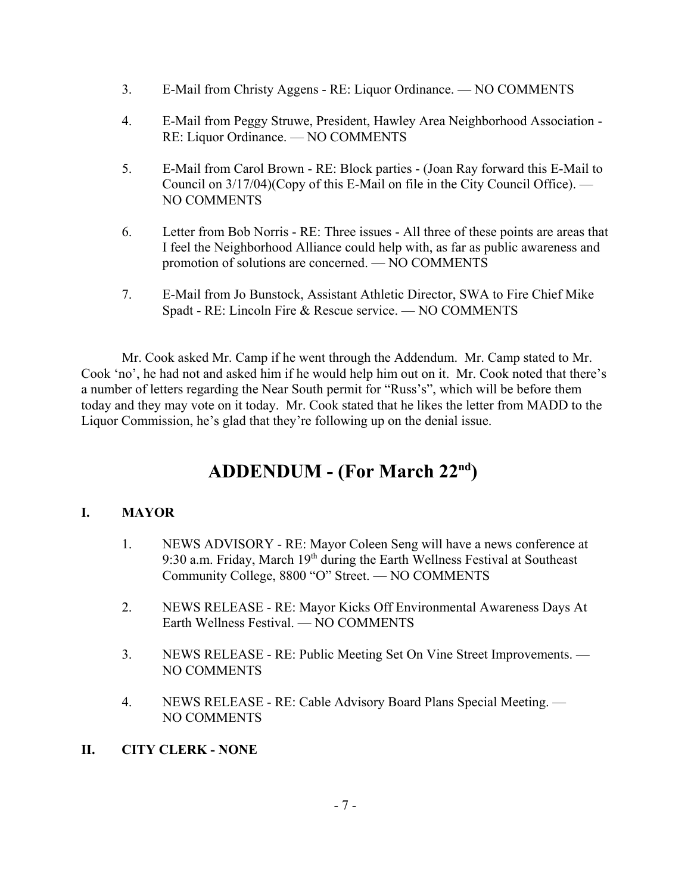3. E-Mail from Christy Aggens - RE: Liquor Ordinance. — NO COMMENTS

4. E-Mail from Peggy Struwe, President, Hawley Area Neighborhood Association - RE: Liquor Ordinance. — NO COMMENTS

5. E-Mail from Carol Brown - RE: Block parties - (Joan Ray forward this E-Mail to Council on 3/17/04)(Copy of this E-Mail on file in the City Council Office). — NO COMMENTS

6. Letter from Bob Norris - RE: Three issues - All three of these points are areas that I feel the Neighborhood Alliance could help with, as far as public awareness and promotion of solutions are concerned. — NO COMMENTS

7. E-Mail from Jo Bunstock, Assistant Athletic Director, SWA to Fire Chief Mike Spadt - RE: Lincoln Fire & Rescue service. — NO COMMENTS

Mr. Cook asked Mr. Camp if he went through the Addendum. Mr. Camp stated to Mr. Cook 'no', he had not and asked him if he would help him out on it. Mr. Cook noted that there's a number of letters regarding the Near South permit for "Russ's", which will be before them today and they may vote on it today. Mr. Cook stated that he likes the letter from MADD to the Liquor Commission, he's glad that they're following up on the denial issue.

# ADDENDUM - (For March 22nd)

## I. MAYOR

1. NEWS ADVISORY - RE: Mayor Coleen Seng will have a news conference at 9:30 a.m. Friday, March 19th during the Earth Wellness Festival at Southeast Community College, 8800 "O" Street. — NO COMMENTS

2. NEWS RELEASE - RE: Mayor Kicks Off Environmental Awareness Days At Earth Wellness Festival. — NO COMMENTS

3. NEWS RELEASE - RE: Public Meeting Set On Vine Street Improvements. — NO COMMENTS

4. NEWS RELEASE - RE: Cable Advisory Board Plans Special Meeting. — NO COMMENTS

## II. CITY CLERK - NONE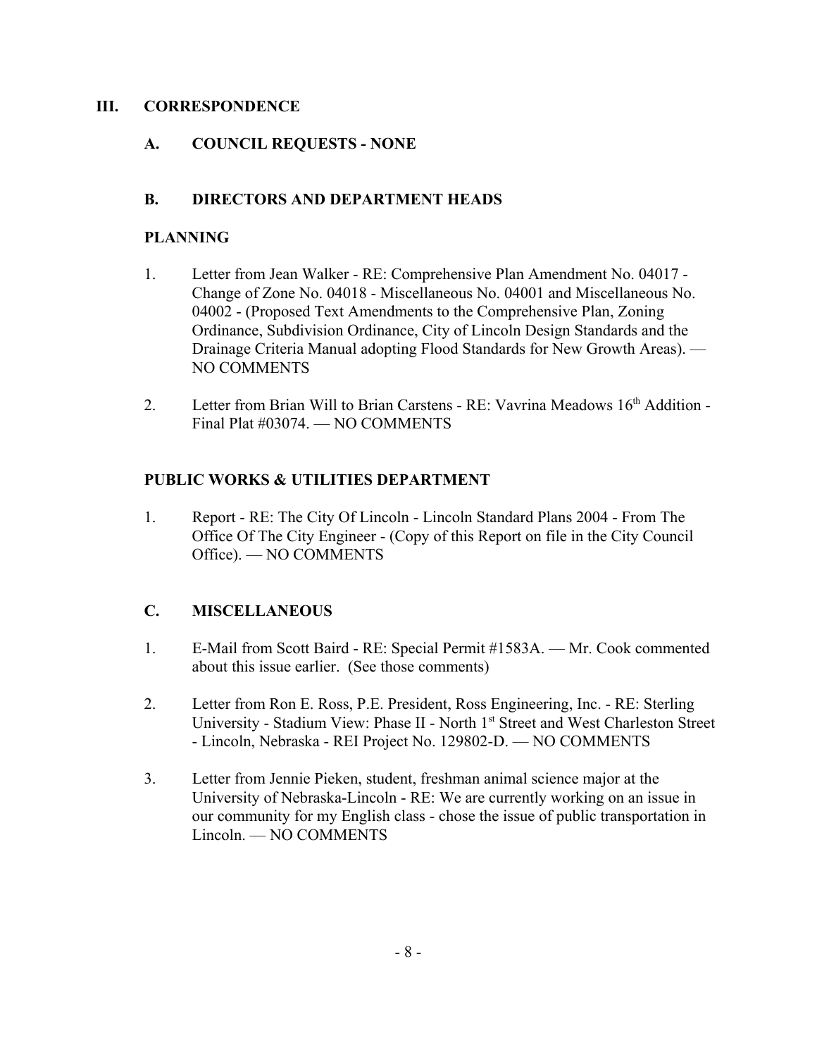## III. CORRESPONDENCE

### A. COUNCIL REQUESTS - NONE

### B. DIRECTORS AND DEPARTMENT HEADS

**PLANNING**

1. Letter from Jean Walker - RE: Comprehensive Plan Amendment No. 04017 - Change of Zone No. 04018 - Miscellaneous No. 04001 and Miscellaneous No. 04002 - (Proposed Text Amendments to the Comprehensive Plan, Zoning Ordinance, Subdivision Ordinance, City of Lincoln Design Standards and the Drainage Criteria Manual adopting Flood Standards for New Growth Areas). — NO COMMENTS

2. Letter from Brian Will to Brian Carstens - RE: Vavrina Meadows 16th Addition - Final Plat #03074. — NO COMMENTS

**PUBLIC WORKS & UTILITIES DEPARTMENT**

1. Report - RE: The City Of Lincoln - Lincoln Standard Plans 2004 - From The Office Of The City Engineer - (Copy of this Report on file in the City Council Office). — NO COMMENTS

### C. MISCELLANEOUS

1. E-Mail from Scott Baird - RE: Special Permit #1583A. — Mr. Cook commented about this issue earlier. (See those comments)

2. Letter from Ron E. Ross, P.E. President, Ross Engineering, Inc. - RE: Sterling University - Stadium View: Phase II - North 1st Street and West Charleston Street - Lincoln, Nebraska - REI Project No. 129802-D. — NO COMMENTS

3. Letter from Jennie Pieken, student, freshman animal science major at the University of Nebraska-Lincoln - RE: We are currently working on an issue in our community for my English class - chose the issue of public transportation in Lincoln. — NO COMMENTS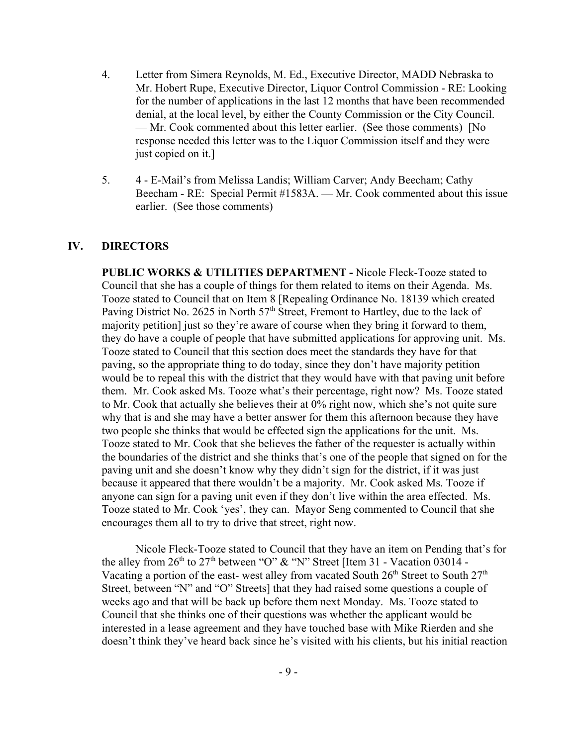4. Letter from Simera Reynolds, M. Ed., Executive Director, MADD Nebraska to Mr. Hobert Rupe, Executive Director, Liquor Control Commission - RE: Looking for the number of applications in the last 12 months that have been recommended denial, at the local level, by either the County Commission or the City Council. — Mr. Cook commented about this letter earlier. (See those comments) [No response needed this letter was to the Liquor Commission itself and they were just copied on it.]

5. 4 - E-Mail's from Melissa Landis; William Carver; Andy Beecham; Cathy Beecham - RE: Special Permit #1583A. — Mr. Cook commented about this issue earlier. (See those comments)

## IV. DIRECTORS

**PUBLIC WORKS & UTILITIES DEPARTMENT -** Nicole Fleck-Tooze stated to Council that she has a couple of things for them related to items on their Agenda. Ms. Tooze stated to Council that on Item 8 [Repealing Ordinance No. 18139 which created Paving District No. 2625 in North 57th Street, Fremont to Hartley, due to the lack of majority petition] just so they're aware of course when they bring it forward to them, they do have a couple of people that have submitted applications for approving unit. Ms. Tooze stated to Council that this section does meet the standards they have for that paving, so the appropriate thing to do today, since they don't have majority petition would be to repeal this with the district that they would have with that paving unit before them. Mr. Cook asked Ms. Tooze what's their percentage, right now? Ms. Tooze stated to Mr. Cook that actually she believes their at 0% right now, which she's not quite sure why that is and she may have a better answer for them this afternoon because they have two people she thinks that would be effected sign the applications for the unit. Ms. Tooze stated to Mr. Cook that she believes the father of the requester is actually within the boundaries of the district and she thinks that's one of the people that signed on for the paving unit and she doesn't know why they didn't sign for the district, if it was just because it appeared that there wouldn't be a majority. Mr. Cook asked Ms. Tooze if anyone can sign for a paving unit even if they don't live within the area effected. Ms. Tooze stated to Mr. Cook 'yes', they can. Mayor Seng commented to Council that she encourages them all to try to drive that street, right now.

Nicole Fleck-Tooze stated to Council that they have an item on Pending that's for the alley from 26th to 27th between "O" & "N" Street [Item 31 - Vacation 03014 - Vacating a portion of the east- west alley from vacated South 26th Street to South 27th Street, between "N" and "O" Streets] that they had raised some questions a couple of weeks ago and that will be back up before them next Monday. Ms. Tooze stated to Council that she thinks one of their questions was whether the applicant would be interested in a lease agreement and they have touched base with Mike Rierden and she doesn't think they've heard back since he's visited with his clients, but his initial reaction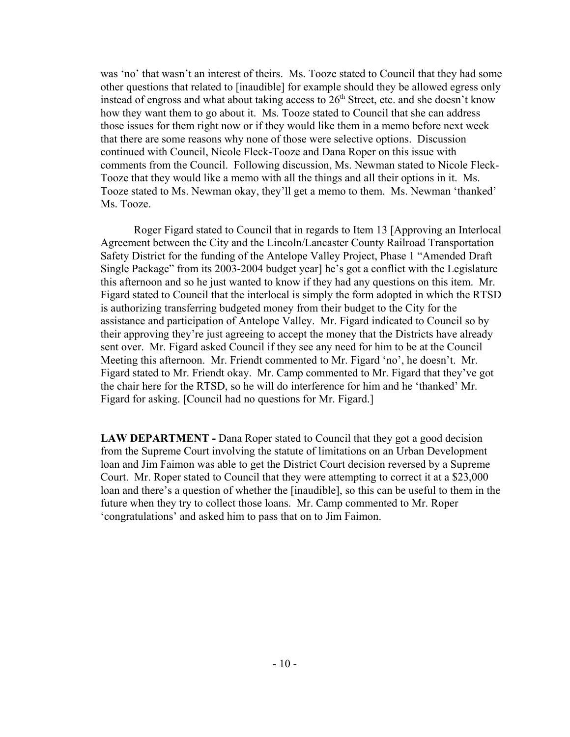was 'no' that wasn't an interest of theirs. Ms. Tooze stated to Council that they had some other questions that related to [inaudible] for example should they be allowed egress only instead of engross and what about taking access to 26th Street, etc. and she doesn't know how they want them to go about it. Ms. Tooze stated to Council that she can address those issues for them right now or if they would like them in a memo before next week that there are some reasons why none of those were selective options. Discussion continued with Council, Nicole Fleck-Tooze and Dana Roper on this issue with comments from the Council. Following discussion, Ms. Newman stated to Nicole Fleck-Tooze that they would like a memo with all the things and all their options in it. Ms. Tooze stated to Ms. Newman okay, they'll get a memo to them. Ms. Newman 'thanked' Ms. Tooze.

Roger Figard stated to Council that in regards to Item 13 [Approving an Interlocal Agreement between the City and the Lincoln/Lancaster County Railroad Transportation Safety District for the funding of the Antelope Valley Project, Phase 1 "Amended Draft Single Package" from its 2003-2004 budget year] he's got a conflict with the Legislature this afternoon and so he just wanted to know if they had any questions on this item. Mr. Figard stated to Council that the interlocal is simply the form adopted in which the RTSD is authorizing transferring budgeted money from their budget to the City for the assistance and participation of Antelope Valley. Mr. Figard indicated to Council so by their approving they're just agreeing to accept the money that the Districts have already sent over. Mr. Figard asked Council if they see any need for him to be at the Council Meeting this afternoon. Mr. Friendt commented to Mr. Figard 'no', he doesn't. Mr. Figard stated to Mr. Friendt okay. Mr. Camp commented to Mr. Figard that they've got the chair here for the RTSD, so he will do interference for him and he 'thanked' Mr. Figard for asking. [Council had no questions for Mr. Figard.]

**LAW DEPARTMENT -** Dana Roper stated to Council that they got a good decision from the Supreme Court involving the statute of limitations on an Urban Development loan and Jim Faimon was able to get the District Court decision reversed by a Supreme Court. Mr. Roper stated to Council that they were attempting to correct it at a $23,000 loan and there's a question of whether the [inaudible], so this can be useful to them in the future when they try to collect those loans. Mr. Camp commented to Mr. Roper 'congratulations' and asked him to pass that on to Jim Faimon.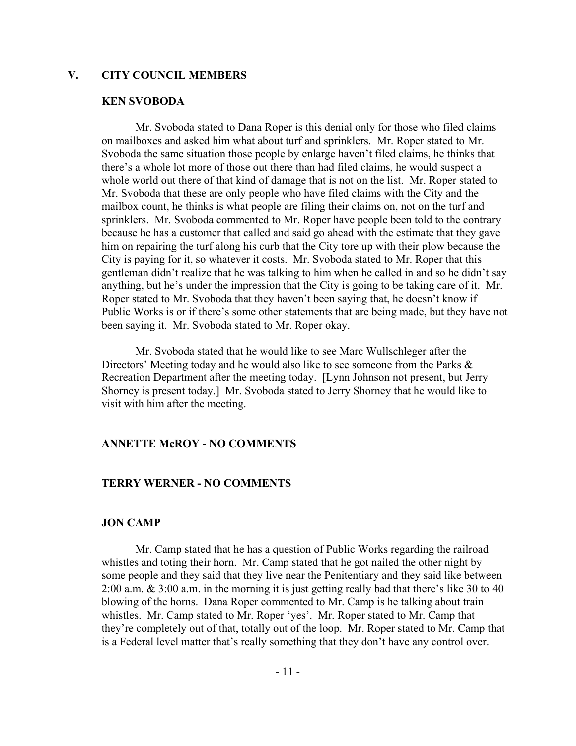## V. CITY COUNCIL MEMBERS

### KEN SVOBODA

Mr. Svoboda stated to Dana Roper is this denial only for those who filed claims on mailboxes and asked him what about turf and sprinklers. Mr. Roper stated to Mr. Svoboda the same situation those people by enlarge haven't filed claims, he thinks that there's a whole lot more of those out there than had filed claims, he would suspect a whole world out there of that kind of damage that is not on the list. Mr. Roper stated to Mr. Svoboda that these are only people who have filed claims with the City and the mailbox count, he thinks is what people are filing their claims on, not on the turf and sprinklers. Mr. Svoboda commented to Mr. Roper have people been told to the contrary because he has a customer that called and said go ahead with the estimate that they gave him on repairing the turf along his curb that the City tore up with their plow because the City is paying for it, so whatever it costs. Mr. Svoboda stated to Mr. Roper that this gentleman didn't realize that he was talking to him when he called in and so he didn't say anything, but he's under the impression that the City is going to be taking care of it. Mr. Roper stated to Mr. Svoboda that they haven't been saying that, he doesn't know if Public Works is or if there's some other statements that are being made, but they have not been saying it. Mr. Svoboda stated to Mr. Roper okay.

Mr. Svoboda stated that he would like to see Marc Wullschleger after the Directors' Meeting today and he would also like to see someone from the Parks & Recreation Department after the meeting today. [Lynn Johnson not present, but Jerry Shorney is present today.] Mr. Svoboda stated to Jerry Shorney that he would like to visit with him after the meeting.

### ANNETTE McROY - NO COMMENTS

### TERRY WERNER - NO COMMENTS

### JON CAMP

Mr. Camp stated that he has a question of Public Works regarding the railroad whistles and toting their horn. Mr. Camp stated that he got nailed the other night by some people and they said that they live near the Penitentiary and they said like between 2:00 a.m. & 3:00 a.m. in the morning it is just getting really bad that there's like 30 to 40 blowing of the horns. Dana Roper commented to Mr. Camp is he talking about train whistles. Mr. Camp stated to Mr. Roper 'yes'. Mr. Roper stated to Mr. Camp that they're completely out of that, totally out of the loop. Mr. Roper stated to Mr. Camp that is a Federal level matter that's really something that they don't have any control over.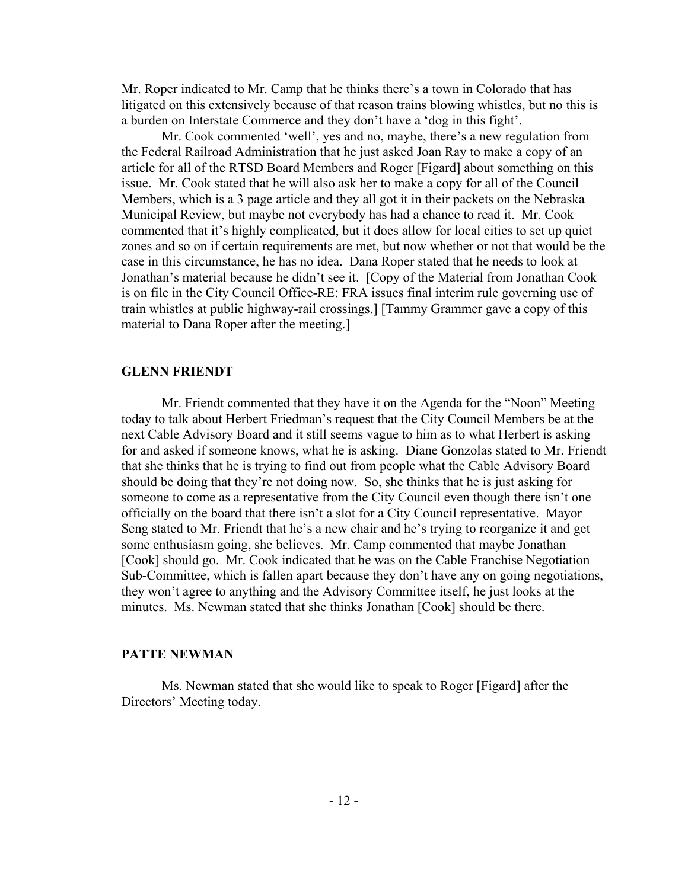Mr. Roper indicated to Mr. Camp that he thinks there's a town in Colorado that has litigated on this extensively because of that reason trains blowing whistles, but no this is a burden on Interstate Commerce and they don't have a 'dog in this fight'.

Mr. Cook commented 'well', yes and no, maybe, there's a new regulation from the Federal Railroad Administration that he just asked Joan Ray to make a copy of an article for all of the RTSD Board Members and Roger [Figard] about something on this issue. Mr. Cook stated that he will also ask her to make a copy for all of the Council Members, which is a 3 page article and they all got it in their packets on the Nebraska Municipal Review, but maybe not everybody has had a chance to read it. Mr. Cook commented that it's highly complicated, but it does allow for local cities to set up quiet zones and so on if certain requirements are met, but now whether or not that would be the case in this circumstance, he has no idea. Dana Roper stated that he needs to look at Jonathan's material because he didn't see it. [Copy of the Material from Jonathan Cook is on file in the City Council Office-RE: FRA issues final interim rule governing use of train whistles at public highway-rail crossings.] [Tammy Grammer gave a copy of this material to Dana Roper after the meeting.]

## GLENN FRIENDT

Mr. Friendt commented that they have it on the Agenda for the "Noon" Meeting today to talk about Herbert Friedman's request that the City Council Members be at the next Cable Advisory Board and it still seems vague to him as to what Herbert is asking for and asked if someone knows, what he is asking. Diane Gonzolas stated to Mr. Friendt that she thinks that he is trying to find out from people what the Cable Advisory Board should be doing that they're not doing now. So, she thinks that he is just asking for someone to come as a representative from the City Council even though there isn't one officially on the board that there isn't a slot for a City Council representative. Mayor Seng stated to Mr. Friendt that he's a new chair and he's trying to reorganize it and get some enthusiasm going, she believes. Mr. Camp commented that maybe Jonathan [Cook] should go. Mr. Cook indicated that he was on the Cable Franchise Negotiation Sub-Committee, which is fallen apart because they don't have any on going negotiations, they won't agree to anything and the Advisory Committee itself, he just looks at the minutes. Ms. Newman stated that she thinks Jonathan [Cook] should be there.

## PATTE NEWMAN

Ms. Newman stated that she would like to speak to Roger [Figard] after the Directors' Meeting today.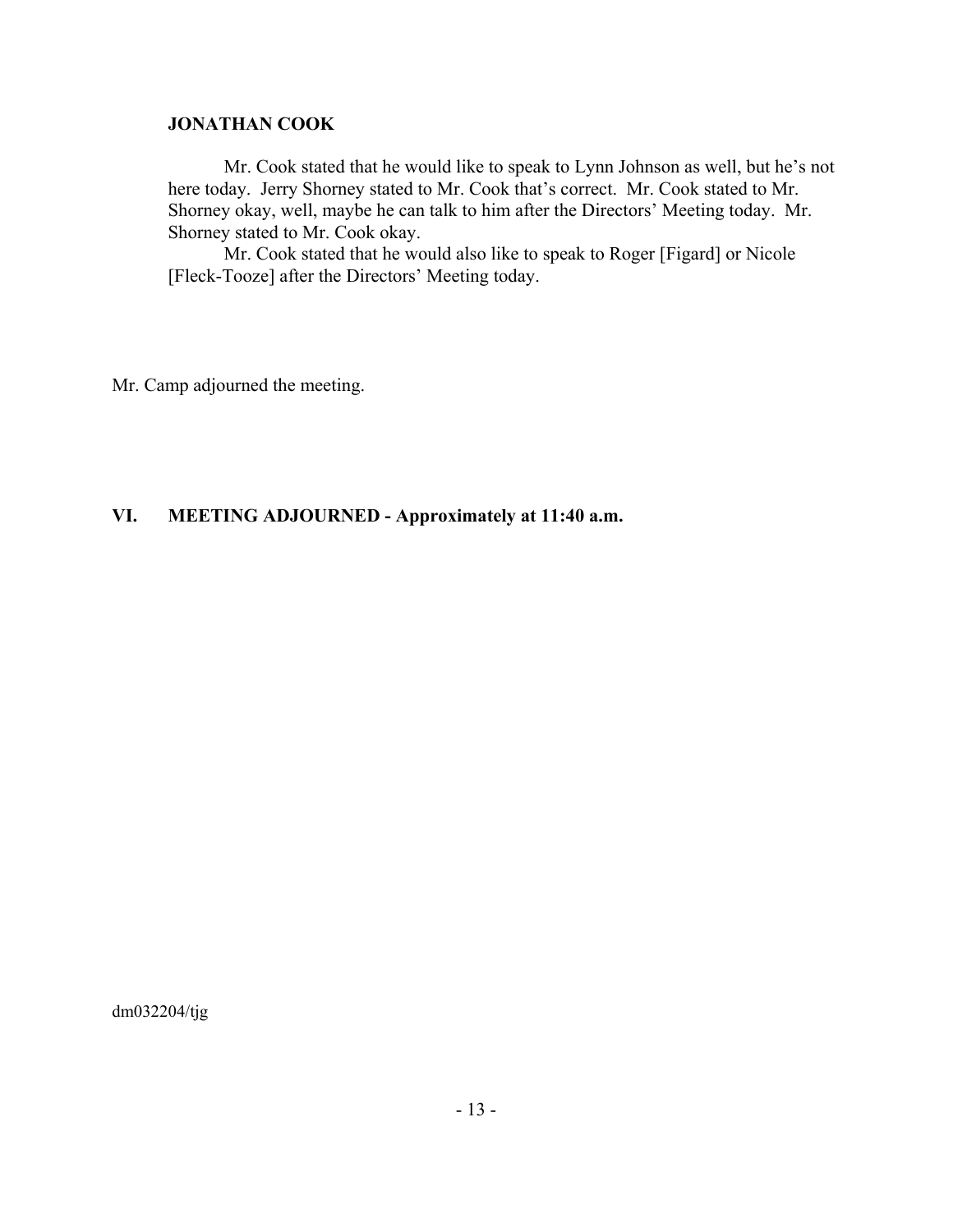**JONATHAN COOK**

Mr. Cook stated that he would like to speak to Lynn Johnson as well, but he's not here today. Jerry Shorney stated to Mr. Cook that's correct. Mr. Cook stated to Mr. Shorney okay, well, maybe he can talk to him after the Directors' Meeting today. Mr. Shorney stated to Mr. Cook okay.

Mr. Cook stated that he would also like to speak to Roger [Figard] or Nicole [Fleck-Tooze] after the Directors' Meeting today.

Mr. Camp adjourned the meeting.

## VI. MEETING ADJOURNED - Approximately at 11:40 a.m.

dm032204/tjg